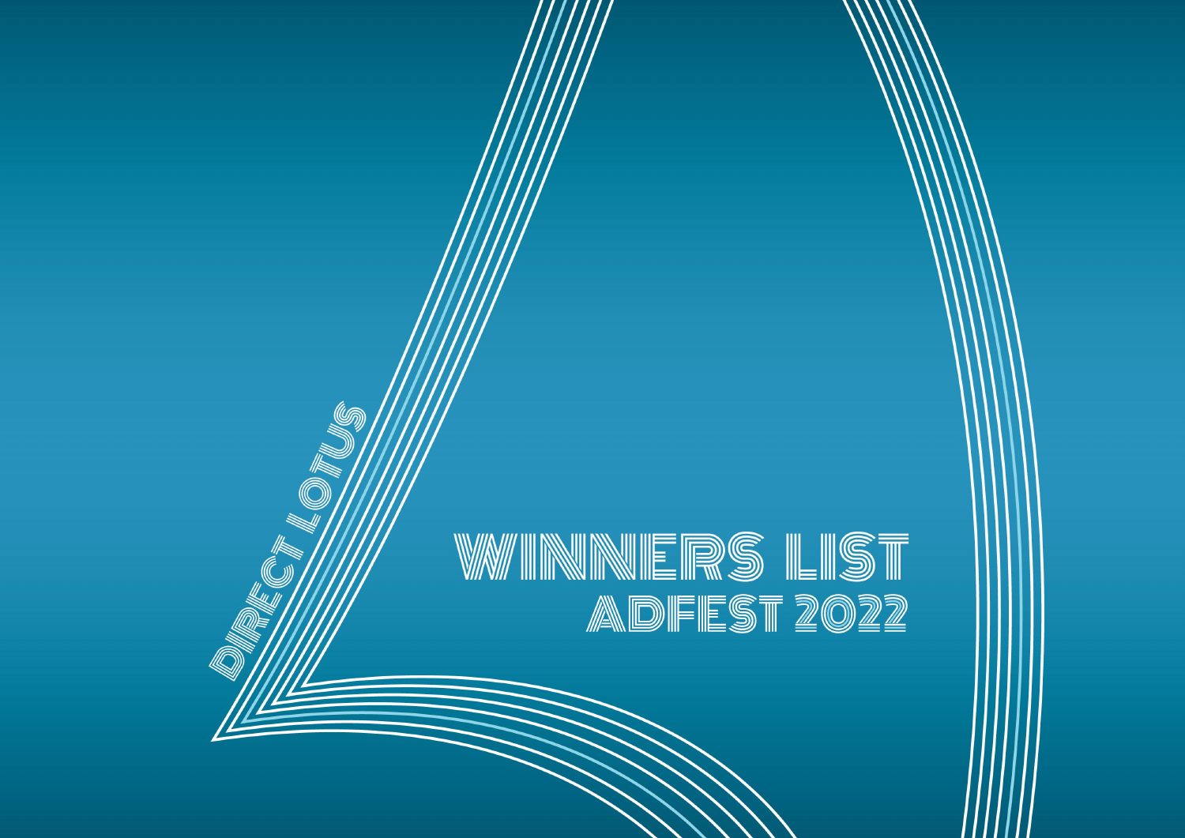DIRECT LOTUS

# WINNERS LIST

## ADFEST 2022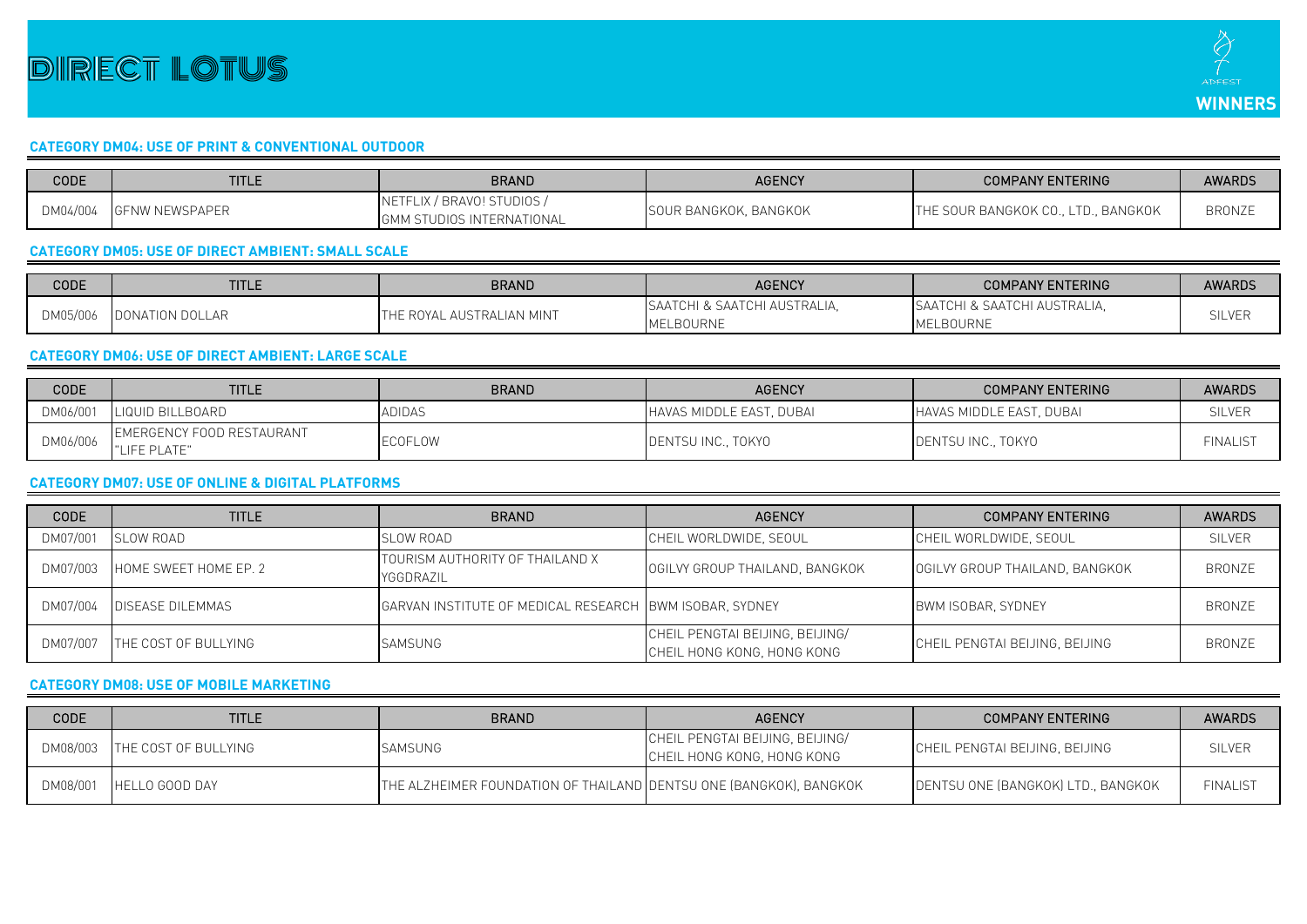# DIRECT LOTUS

ADFEST WINNERS

### CATEGORY DM04: USE OF PRINT & CONVENTIONAL OUTDOOR

| CODE | TITLE | BRAND | AGENCY | COMPANY ENTERING | AWARDS |
|---|---|---|---|---|---|
| DM04/004 | GFNW NEWSPAPER | NETFLIX / BRAVO! STUDIOS / GMM STUDIOS INTERNATIONAL | SOUR BANGKOK, BANGKOK | THE SOUR BANGKOK CO., LTD., BANGKOK | BRONZE |

### CATEGORY DM05: USE OF DIRECT AMBIENT: SMALL SCALE

| CODE | TITLE | BRAND | AGENCY | COMPANY ENTERING | AWARDS |
|---|---|---|---|---|---|
| DM05/006 | DONATION DOLLAR | THE ROYAL AUSTRALIAN MINT | SAATCHI & SAATCHI AUSTRALIA, MELBOURNE | SAATCHI & SAATCHI AUSTRALIA, MELBOURNE | SILVER |

### CATEGORY DM06: USE OF DIRECT AMBIENT: LARGE SCALE

| CODE | TITLE | BRAND | AGENCY | COMPANY ENTERING | AWARDS |
|---|---|---|---|---|---|
| DM06/001 | LIQUID BILLBOARD | ADIDAS | HAVAS MIDDLE EAST, DUBAI | HAVAS MIDDLE EAST, DUBAI | SILVER |
| DM06/006 | EMERGENCY FOOD RESTAURANT "LIFE PLATE" | ECOFLOW | DENTSU INC., TOKYO | DENTSU INC., TOKYO | FINALIST |

### CATEGORY DM07: USE OF ONLINE & DIGITAL PLATFORMS

| CODE | TITLE | BRAND | AGENCY | COMPANY ENTERING | AWARDS |
|---|---|---|---|---|---|
| DM07/001 | SLOW ROAD | SLOW ROAD | CHEIL WORLDWIDE, SEOUL | CHEIL WORLDWIDE, SEOUL | SILVER |
| DM07/003 | HOME SWEET HOME EP. 2 | TOURISM AUTHORITY OF THAILAND X YGGDRAZIL | OGILVY GROUP THAILAND, BANGKOK | OGILVY GROUP THAILAND, BANGKOK | BRONZE |
| DM07/004 | DISEASE DILEMMAS | GARVAN INSTITUTE OF MEDICAL RESEARCH | BWM ISOBAR, SYDNEY | BWM ISOBAR, SYDNEY | BRONZE |
| DM07/007 | THE COST OF BULLYING | SAMSUNG | CHEIL PENGTAI BEIJING, BEIJING/ CHEIL HONG KONG, HONG KONG | CHEIL PENGTAI BEIJING, BEIJING | BRONZE |

### CATEGORY DM08: USE OF MOBILE MARKETING

| CODE | TITLE | BRAND | AGENCY | COMPANY ENTERING | AWARDS |
|---|---|---|---|---|---|
| DM08/003 | THE COST OF BULLYING | SAMSUNG | CHEIL PENGTAI BEIJING, BEIJING/ CHEIL HONG KONG, HONG KONG | CHEIL PENGTAI BEIJING, BEIJING | SILVER |
| DM08/001 | HELLO GOOD DAY | THE ALZHEIMER FOUNDATION OF THAILAND | DENTSU ONE (BANGKOK), BANGKOK | DENTSU ONE (BANGKOK) LTD., BANGKOK | FINALIST |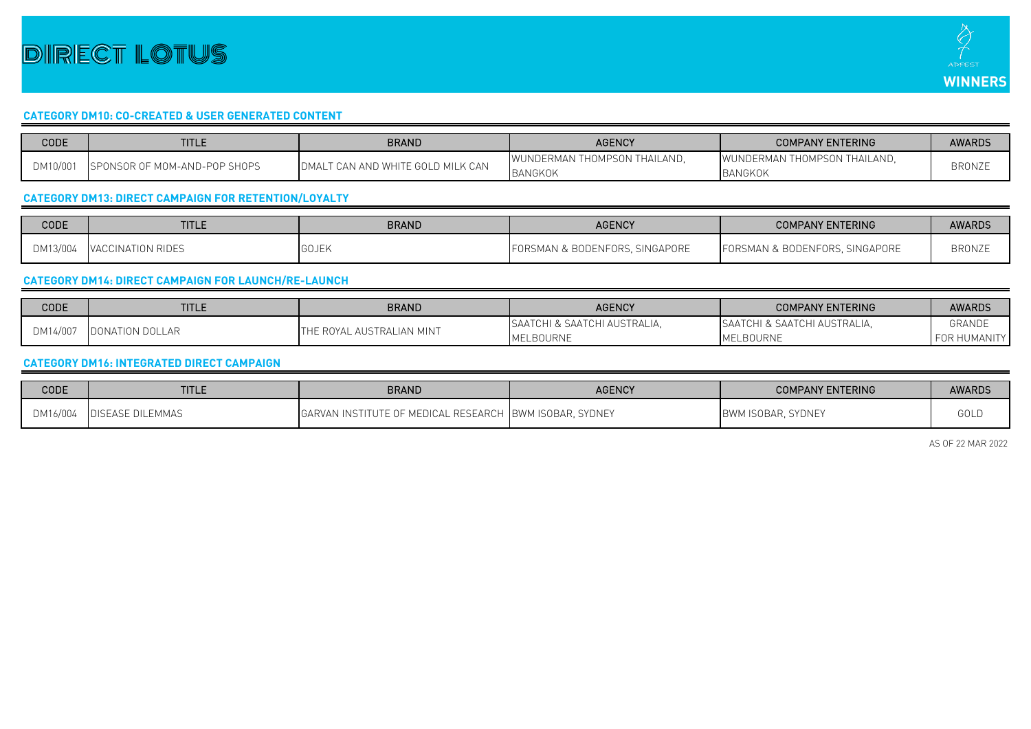# DIRECT LOTUS

ADFEST WINNERS

## CATEGORY DM10: CO-CREATED & USER GENERATED CONTENT

| CODE | TITLE | BRAND | AGENCY | COMPANY ENTERING | AWARDS |
|---|---|---|---|---|---|
| DM10/001 | SPONSOR OF MOM-AND-POP SHOPS | DMALT CAN AND WHITE GOLD MILK CAN | WUNDERMAN THOMPSON THAILAND, BANGKOK | WUNDERMAN THOMPSON THAILAND, BANGKOK | BRONZE |

## CATEGORY DM13: DIRECT CAMPAIGN FOR RETENTION/LOYALTY

| CODE | TITLE | BRAND | AGENCY | COMPANY ENTERING | AWARDS |
|---|---|---|---|---|---|
| DM13/004 | VACCINATION RIDES | GOJEK | FORSMAN & BODENFORS, SINGAPORE | FORSMAN & BODENFORS, SINGAPORE | BRONZE |

## CATEGORY DM14: DIRECT CAMPAIGN FOR LAUNCH/RE-LAUNCH

| CODE | TITLE | BRAND | AGENCY | COMPANY ENTERING | AWARDS |
|---|---|---|---|---|---|
| DM14/007 | DONATION DOLLAR | THE ROYAL AUSTRALIAN MINT | SAATCHI & SAATCHI AUSTRALIA, MELBOURNE | SAATCHI & SAATCHI AUSTRALIA, MELBOURNE | GRANDE FOR HUMANITY |

## CATEGORY DM16: INTEGRATED DIRECT CAMPAIGN

| CODE | TITLE | BRAND | AGENCY | COMPANY ENTERING | AWARDS |
|---|---|---|---|---|---|
| DM16/004 | DISEASE DILEMMAS | GARVAN INSTITUTE OF MEDICAL RESEARCH | BWM ISOBAR, SYDNEY | BWM ISOBAR, SYDNEY | GOLD |

AS OF 22 MAR 2022